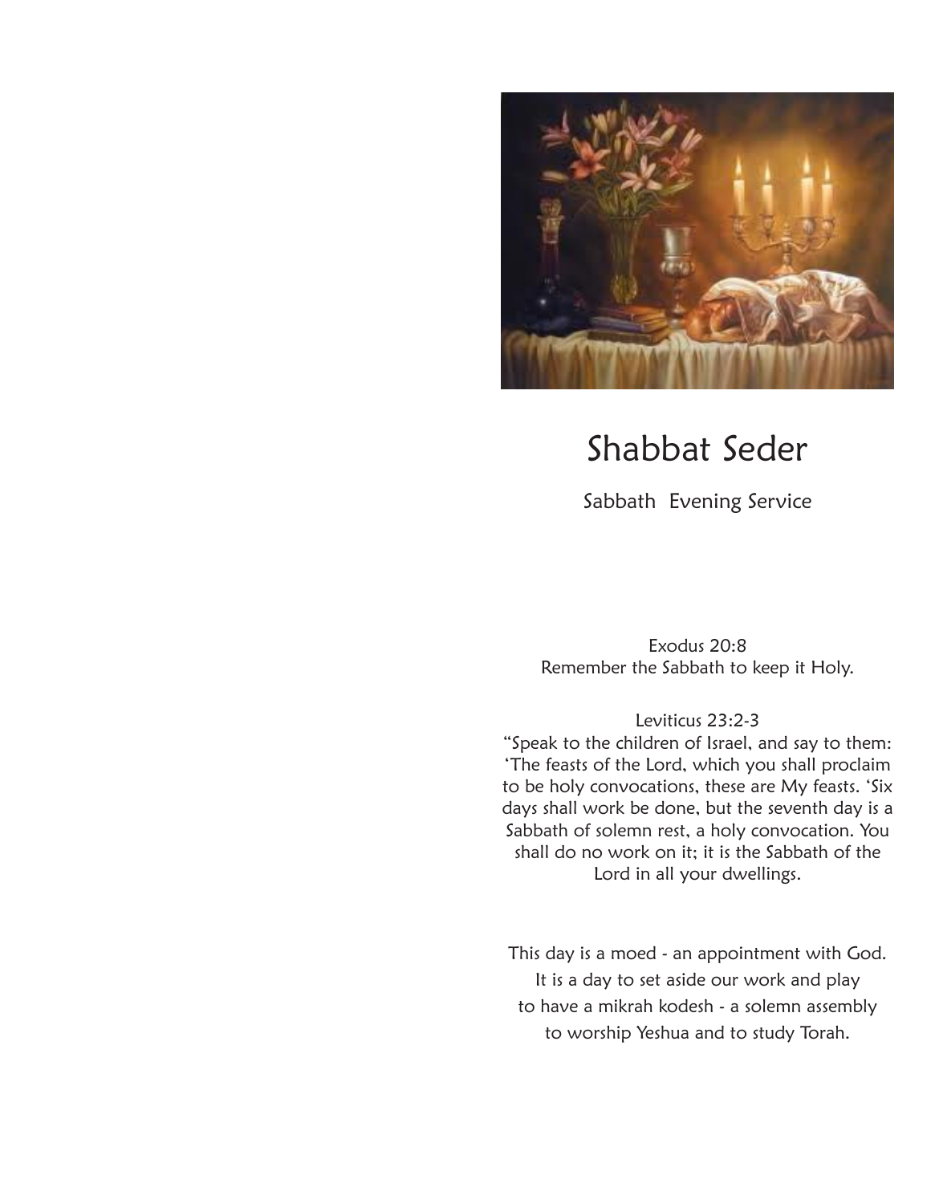# Shabbat Seder

Sabbath Evening Service

Exodus 20:8
Remember the Sabbath to keep it Holy.

Leviticus 23:2-3
"Speak to the children of Israel, and say to them: 'The feasts of the Lord, which you shall proclaim to be holy convocations, these are My feasts. 'Six days shall work be done, but the seventh day is a Sabbath of solemn rest, a holy convocation. You shall do no work on it; it is the Sabbath of the Lord in all your dwellings.

This day is a moed - an appointment with God.
It is a day to set aside our work and play
to have a mikrah kodesh - a solemn assembly
to worship Yeshua and to study Torah.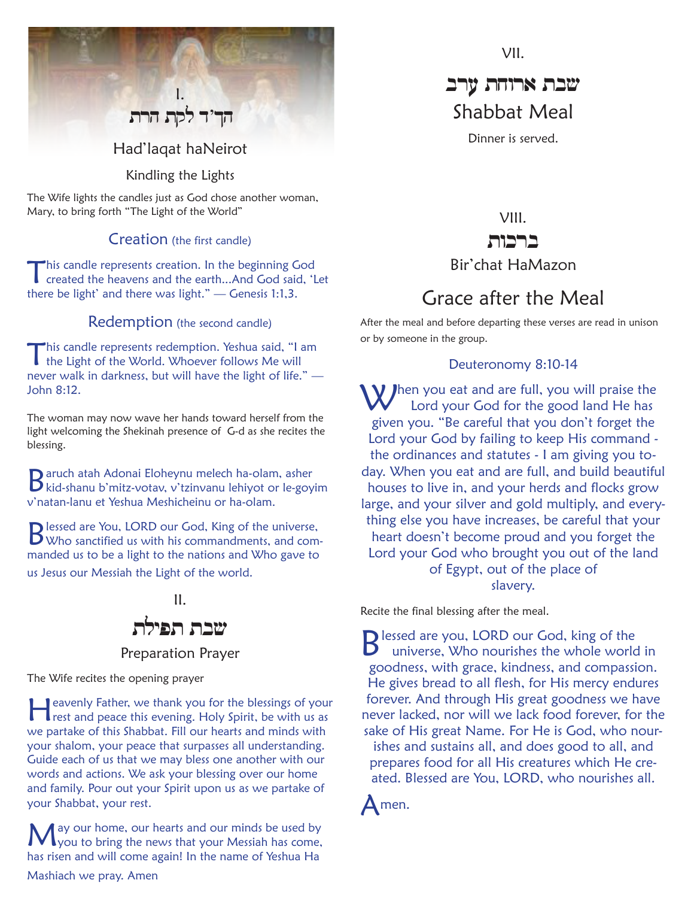I.

# הד'ד לקת הרת

## Had'laqat haNeirot

### Kindling the Lights

The Wife lights the candles just as God chose another woman, Mary, to bring forth "The Light of the World"

### Creation (the first candle)

This candle represents creation. In the beginning God created the heavens and the earth...And God said, 'Let there be light' and there was light." — Genesis 1:1,3.

### Redemption (the second candle)

This candle represents redemption. Yeshua said, "I am the Light of the World. Whoever follows Me will never walk in darkness, but will have the light of life." — John 8:12.

The woman may now wave her hands toward herself from the light welcoming the Shekinah presence of G-d as she recites the blessing.

Baruch atah Adonai Eloheynu melech ha-olam, asher kid-shanu b'mitz-votav, v'tzinvanu lehiyot or le-goyim v'natan-lanu et Yeshua Meshicheinu or ha-olam.

Blessed are You, LORD our God, King of the universe, Who sanctified us with his commandments, and commanded us to be a light to the nations and Who gave to us Jesus our Messiah the Light of the world.

II.

# שבת תפילת

## Preparation Prayer

The Wife recites the opening prayer

Heavenly Father, we thank you for the blessings of your rest and peace this evening. Holy Spirit, be with us as we partake of this Shabbat. Fill our hearts and minds with your shalom, your peace that surpasses all understanding. Guide each of us that we may bless one another with our words and actions. We ask your blessing over our home and family. Pour out your Spirit upon us as we partake of your Shabbat, your rest.

May our home, our hearts and our minds be used by you to bring the news that your Messiah has come, has risen and will come again! In the name of Yeshua Ha Mashiach we pray. Amen

VII.

# שבת ארוחת ערב

## Shabbat Meal

Dinner is served.

VIII.

# ברכות

## Bir'chat HaMazon

## Grace after the Meal

After the meal and before departing these verses are read in unison or by someone in the group.

### Deuteronomy 8:10-14

When you eat and are full, you will praise the Lord your God for the good land He has given you. "Be careful that you don't forget the Lord your God by failing to keep His command - the ordinances and statutes - I am giving you today. When you eat and are full, and build beautiful houses to live in, and your herds and flocks grow large, and your silver and gold multiply, and everything else you have increases, be careful that your heart doesn't become proud and you forget the Lord your God who brought you out of the land of Egypt, out of the place of slavery.

Recite the final blessing after the meal.

Blessed are you, LORD our God, king of the universe, Who nourishes the whole world in goodness, with grace, kindness, and compassion. He gives bread to all flesh, for His mercy endures forever. And through His great goodness we have never lacked, nor will we lack food forever, for the sake of His great Name. For He is God, who nourishes and sustains all, and does good to all, and prepares food for all His creatures which He created. Blessed are You, LORD, who nourishes all.

Amen.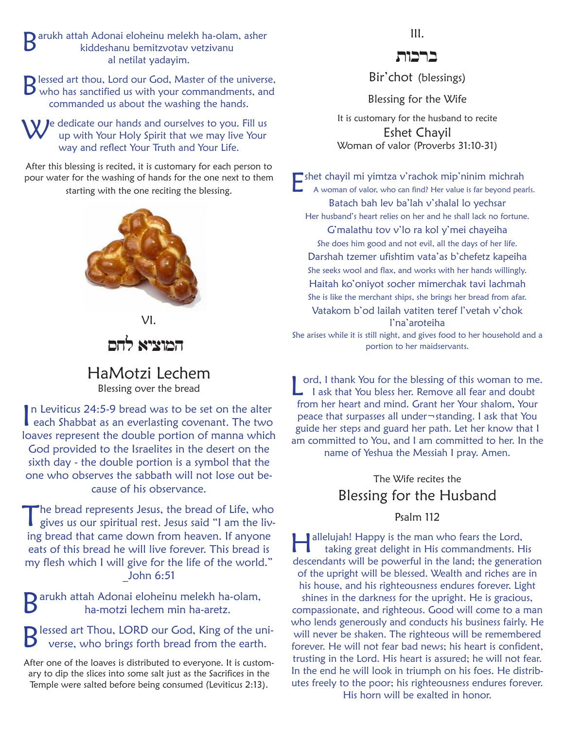Barukh attah Adonai eloheinu melekh ha-olam, asher kiddeshanu bemitzvotav vetzivanu al netilat yadayim.

Blessed art thou, Lord our God, Master of the universe, who has sanctified us with your commandments, and commanded us about the washing the hands.

We dedicate our hands and ourselves to you. Fill us up with Your Holy Spirit that we may live Your way and reflect Your Truth and Your Life.

After this blessing is recited, it is customary for each person to pour water for the washing of hands for the one next to them starting with the one reciting the blessing.

VI.

# המוציא לחם

## HaMotzi Lechem

Blessing over the bread

In Leviticus 24:5-9 bread was to be set on the alter each Shabbat as an everlasting covenant. The two loaves represent the double portion of manna which God provided to the Israelites in the desert on the sixth day - the double portion is a symbol that the one who observes the sabbath will not lose out because of his observance.

The bread represents Jesus, the bread of Life, who gives us our spiritual rest. Jesus said "I am the living bread that came down from heaven. If anyone eats of this bread he will live forever. This bread is my flesh which I will give for the life of the world." _John 6:51

Barukh attah Adonai eloheinu melekh ha-olam, ha-motzi lechem min ha-aretz.

Blessed art Thou, LORD our God, King of the universe, who brings forth bread from the earth.

After one of the loaves is distributed to everyone. It is customary to dip the slices into some salt just as the Sacrifices in the Temple were salted before being consumed (Leviticus 2:13).

III.

# ברכות

## Bir'chot (blessings)

Blessing for the Wife

It is customary for the husband to recite

Eshet Chayil

Woman of valor (Proverbs 31:10-31)

Eshet chayil mi yimtza v'rachok mip'ninim michrah
A woman of valor, who can find? Her value is far beyond pearls.

Batach bah lev ba'lah v'shalal lo yechsar
Her husband's heart relies on her and he shall lack no fortune.

G'malathu tov v'lo ra kol y'mei chayeiha
She does him good and not evil, all the days of her life.

Darshah tzemer ufishtim vata'as b'chefetz kapeiha
She seeks wool and flax, and works with her hands willingly.

Haitah ko'oniyot socher mimerchak tavi lachmah
She is like the merchant ships, she brings her bread from afar.

Vatakom b'od lailah vatiten teref l'vetah v'chok l'na'aroteiha
She arises while it is still night, and gives food to her household and a portion to her maidservants.

Lord, I thank You for the blessing of this woman to me. I ask that You bless her. Remove all fear and doubt from her heart and mind. Grant her Your shalom, Your peace that surpasses all under¬standing. I ask that You guide her steps and guard her path. Let her know that I am committed to You, and I am committed to her. In the name of Yeshua the Messiah I pray. Amen.

The Wife recites the

## Blessing for the Husband

Psalm 112

Hallelujah! Happy is the man who fears the Lord, taking great delight in His commandments. His descendants will be powerful in the land; the generation of the upright will be blessed. Wealth and riches are in his house, and his righteousness endures forever. Light shines in the darkness for the upright. He is gracious, compassionate, and righteous. Good will come to a man who lends generously and conducts his business fairly. He will never be shaken. The righteous will be remembered forever. He will not fear bad news; his heart is confident, trusting in the Lord. His heart is assured; he will not fear. In the end he will look in triumph on his foes. He distributes freely to the poor; his righteousness endures forever. His horn will be exalted in honor.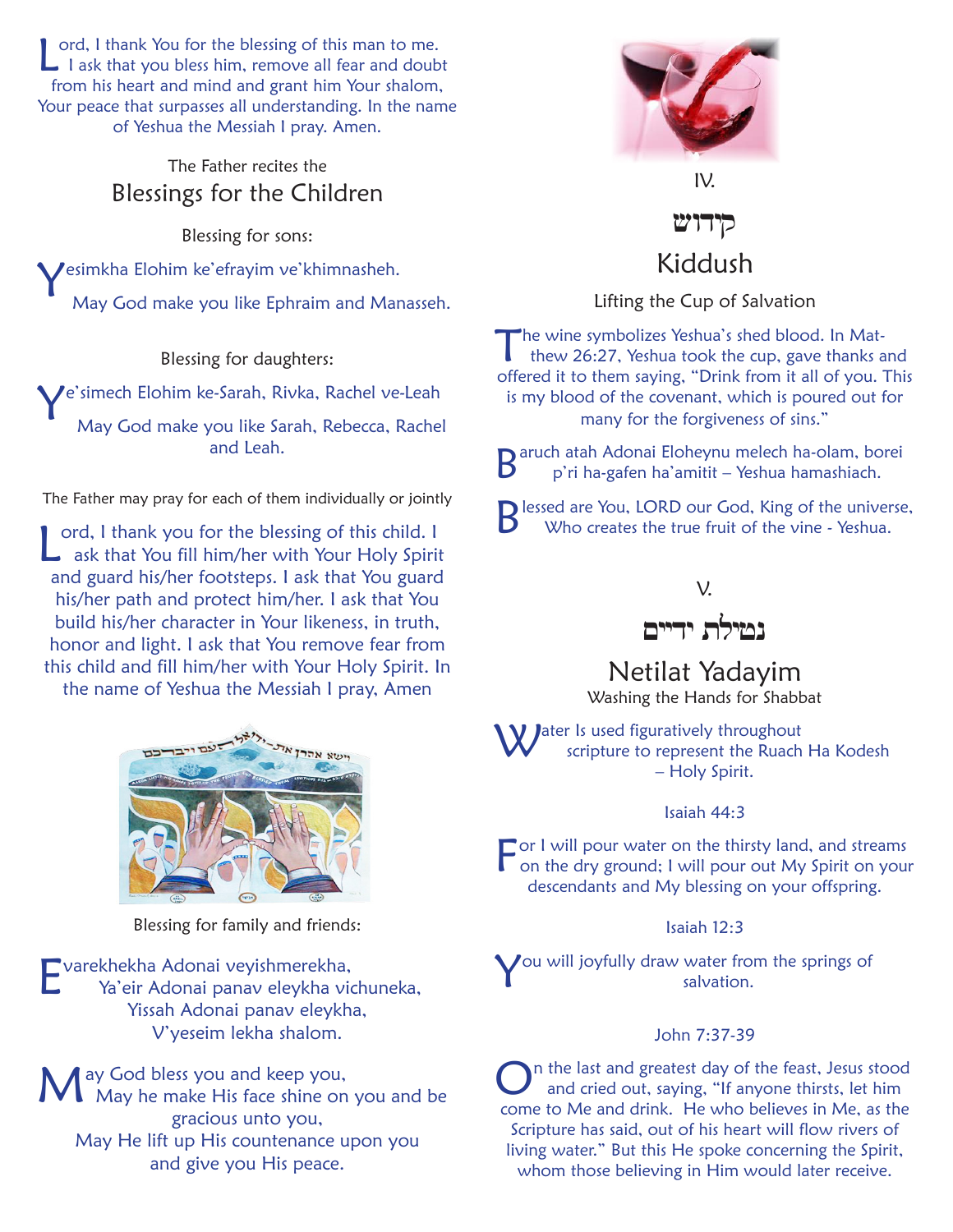Lord, I thank You for the blessing of this man to me. I ask that you bless him, remove all fear and doubt from his heart and mind and grant him Your shalom, Your peace that surpasses all understanding. In the name of Yeshua the Messiah I pray. Amen.

The Father recites the

## Blessings for the Children

Blessing for sons:

Yesimkha Elohim ke'efrayim ve'khimnasheh.

May God make you like Ephraim and Manasseh.

Blessing for daughters:

Ye'simech Elohim ke-Sarah, Rivka, Rachel ve-Leah

May God make you like Sarah, Rebecca, Rachel and Leah.

The Father may pray for each of them individually or jointly

Lord, I thank you for the blessing of this child. I ask that You fill him/her with Your Holy Spirit and guard his/her footsteps. I ask that You guard his/her path and protect him/her. I ask that You build his/her character in Your likeness, in truth, honor and light. I ask that You remove fear from this child and fill him/her with Your Holy Spirit. In the name of Yeshua the Messiah I pray, Amen

Blessing for family and friends:

Evarekhekha Adonai veyishmerekha,
Ya'eir Adonai panav eleykha vichuneka,
Yissah Adonai panav eleykha,
V'yeseim lekha shalom.

May God bless you and keep you,
May he make His face shine on you and be gracious unto you,
May He lift up His countenance upon you and give you His peace.

IV.

## קידוש

## Kiddush

Lifting the Cup of Salvation

The wine symbolizes Yeshua's shed blood. In Matthew 26:27, Yeshua took the cup, gave thanks and offered it to them saying, "Drink from it all of you. This is my blood of the covenant, which is poured out for many for the forgiveness of sins."

Baruch atah Adonai Eloheynu melech ha-olam, borei p'ri ha-gafen ha'amitit – Yeshua hamashiach.

Blessed are You, LORD our God, King of the universe, Who creates the true fruit of the vine - Yeshua.

V.

## נטילת ידיים

## Netilat Yadayim

Washing the Hands for Shabbat

Water Is used figuratively throughout scripture to represent the Ruach Ha Kodesh – Holy Spirit.

Isaiah 44:3

For I will pour water on the thirsty land, and streams on the dry ground; I will pour out My Spirit on your descendants and My blessing on your offspring.

Isaiah 12:3

You will joyfully draw water from the springs of salvation.

John 7:37-39

On the last and greatest day of the feast, Jesus stood and cried out, saying, "If anyone thirsts, let him come to Me and drink. He who believes in Me, as the Scripture has said, out of his heart will flow rivers of living water." But this He spoke concerning the Spirit, whom those believing in Him would later receive.